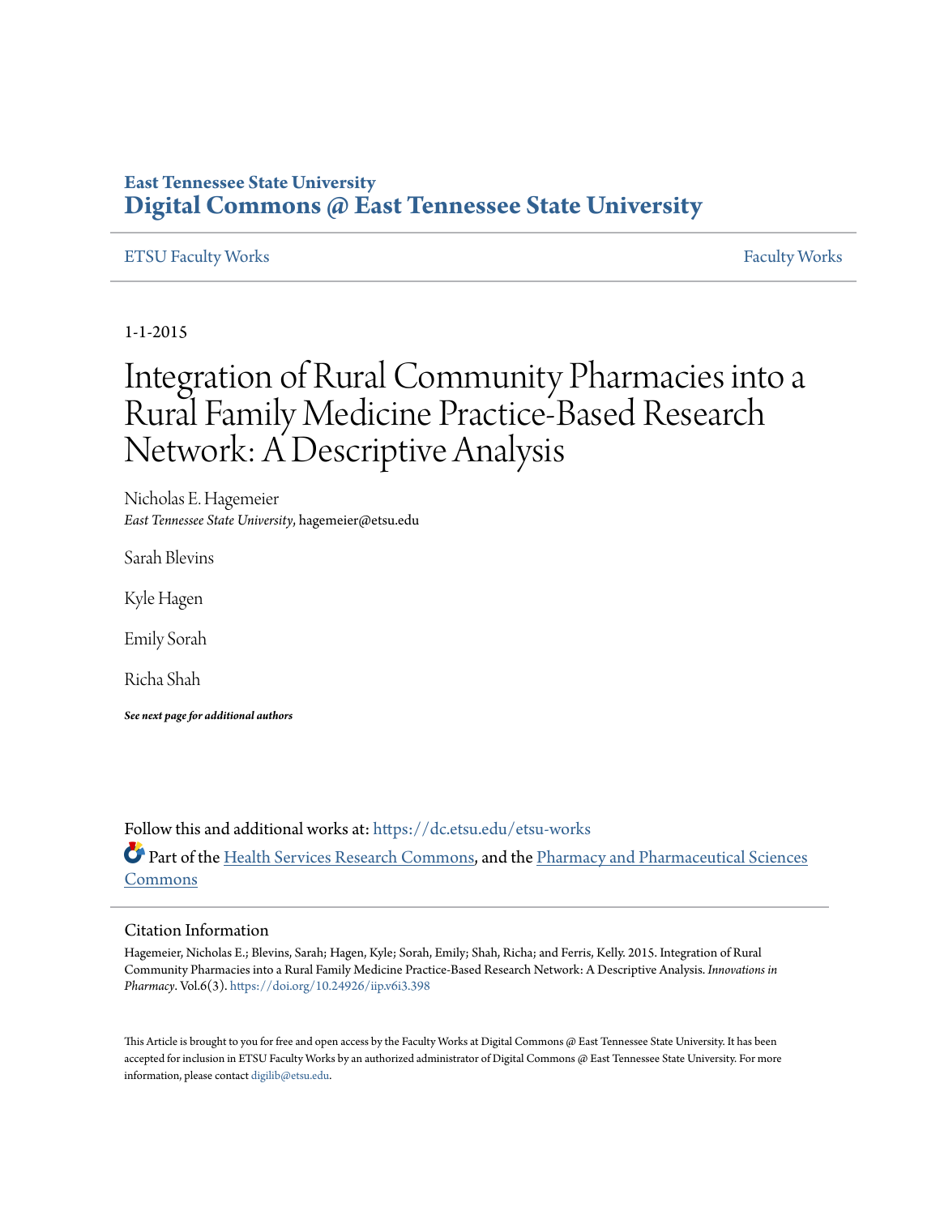East Tennessee State University
# Digital Commons @ East Tennessee State University

ETSU Faculty Works | Faculty Works

1-1-2015

# Integration of Rural Community Pharmacies into a Rural Family Medicine Practice-Based Research Network: A Descriptive Analysis

Nicholas E. Hagemeier
*East Tennessee State University*, hagemeier@etsu.edu

Sarah Blevins

Kyle Hagen

Emily Sorah

Richa Shah

***See next page for additional authors***

Follow this and additional works at: https://dc.etsu.edu/etsu-works

Part of the Health Services Research Commons, and the Pharmacy and Pharmaceutical Sciences Commons

## Citation Information

Hagemeier, Nicholas E.; Blevins, Sarah; Hagen, Kyle; Sorah, Emily; Shah, Richa; and Ferris, Kelly. 2015. Integration of Rural Community Pharmacies into a Rural Family Medicine Practice-Based Research Network: A Descriptive Analysis. *Innovations in Pharmacy*. Vol.6(3). https://doi.org/10.24926/iip.v6i3.398

This Article is brought to you for free and open access by the Faculty Works at Digital Commons @ East Tennessee State University. It has been accepted for inclusion in ETSU Faculty Works by an authorized administrator of Digital Commons @ East Tennessee State University. For more information, please contact digilib@etsu.edu.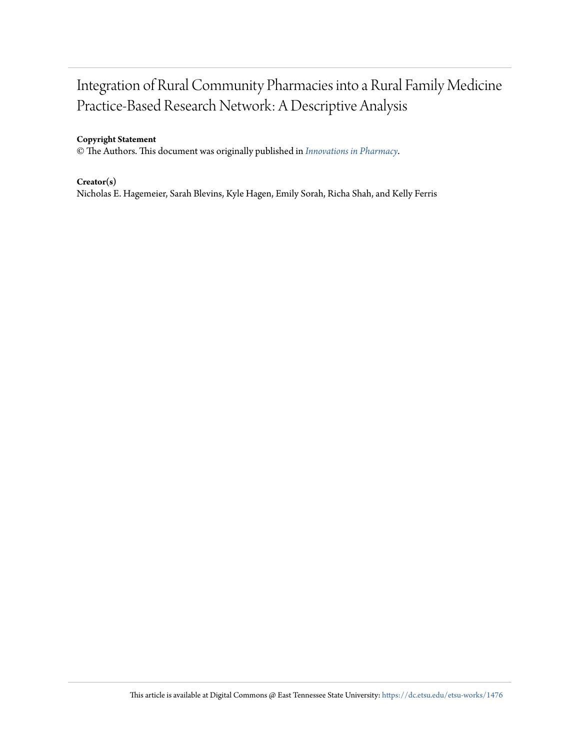# Integration of Rural Community Pharmacies into a Rural Family Medicine Practice-Based Research Network: A Descriptive Analysis

**Copyright Statement**

© The Authors. This document was originally published in *Innovations in Pharmacy*.

**Creator(s)**

Nicholas E. Hagemeier, Sarah Blevins, Kyle Hagen, Emily Sorah, Richa Shah, and Kelly Ferris

This article is available at Digital Commons @ East Tennessee State University: https://dc.etsu.edu/etsu-works/1476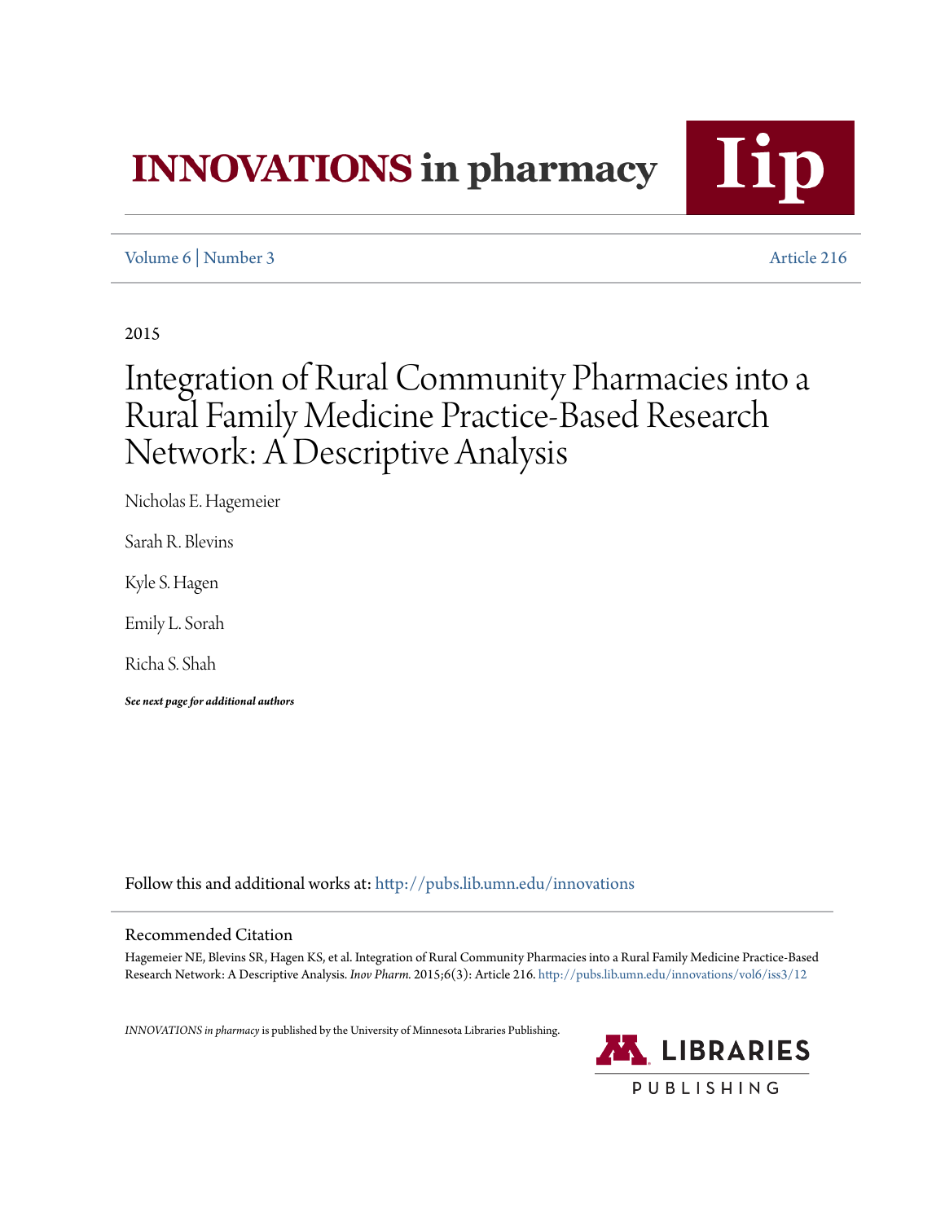# INNOVATIONS in pharmacy

Volume 6 | Number 3 Article 216

2015

# Integration of Rural Community Pharmacies into a Rural Family Medicine Practice-Based Research Network: A Descriptive Analysis

Nicholas E. Hagemeier

Sarah R. Blevins

Kyle S. Hagen

Emily L. Sorah

Richa S. Shah

***See next page for additional authors***

Follow this and additional works at: http://pubs.lib.umn.edu/innovations

## Recommended Citation

Hagemeier NE, Blevins SR, Hagen KS, et al. Integration of Rural Community Pharmacies into a Rural Family Medicine Practice-Based Research Network: A Descriptive Analysis. *Inov Pharm.* 2015;6(3): Article 216. http://pubs.lib.umn.edu/innovations/vol6/iss3/12

*INNOVATIONS in pharmacy* is published by the University of Minnesota Libraries Publishing.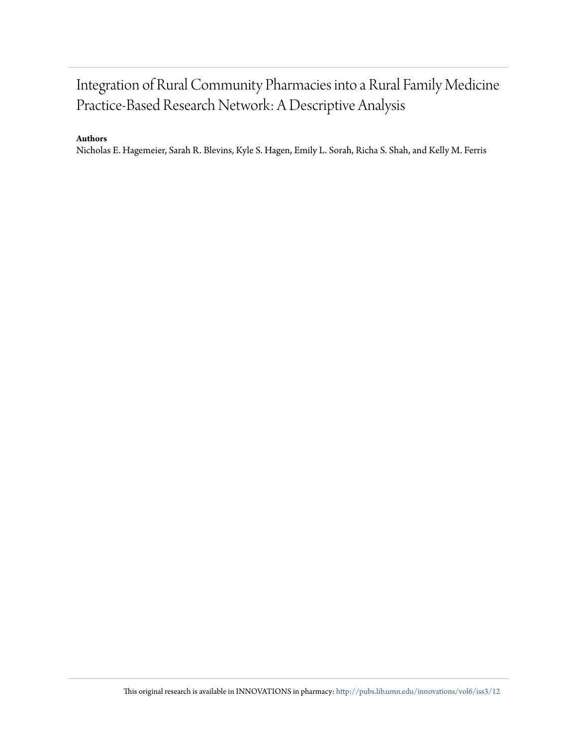# Integration of Rural Community Pharmacies into a Rural Family Medicine Practice-Based Research Network: A Descriptive Analysis

**Authors**

Nicholas E. Hagemeier, Sarah R. Blevins, Kyle S. Hagen, Emily L. Sorah, Richa S. Shah, and Kelly M. Ferris

This original research is available in INNOVATIONS in pharmacy: http://pubs.lib.umn.edu/innovations/vol6/iss3/12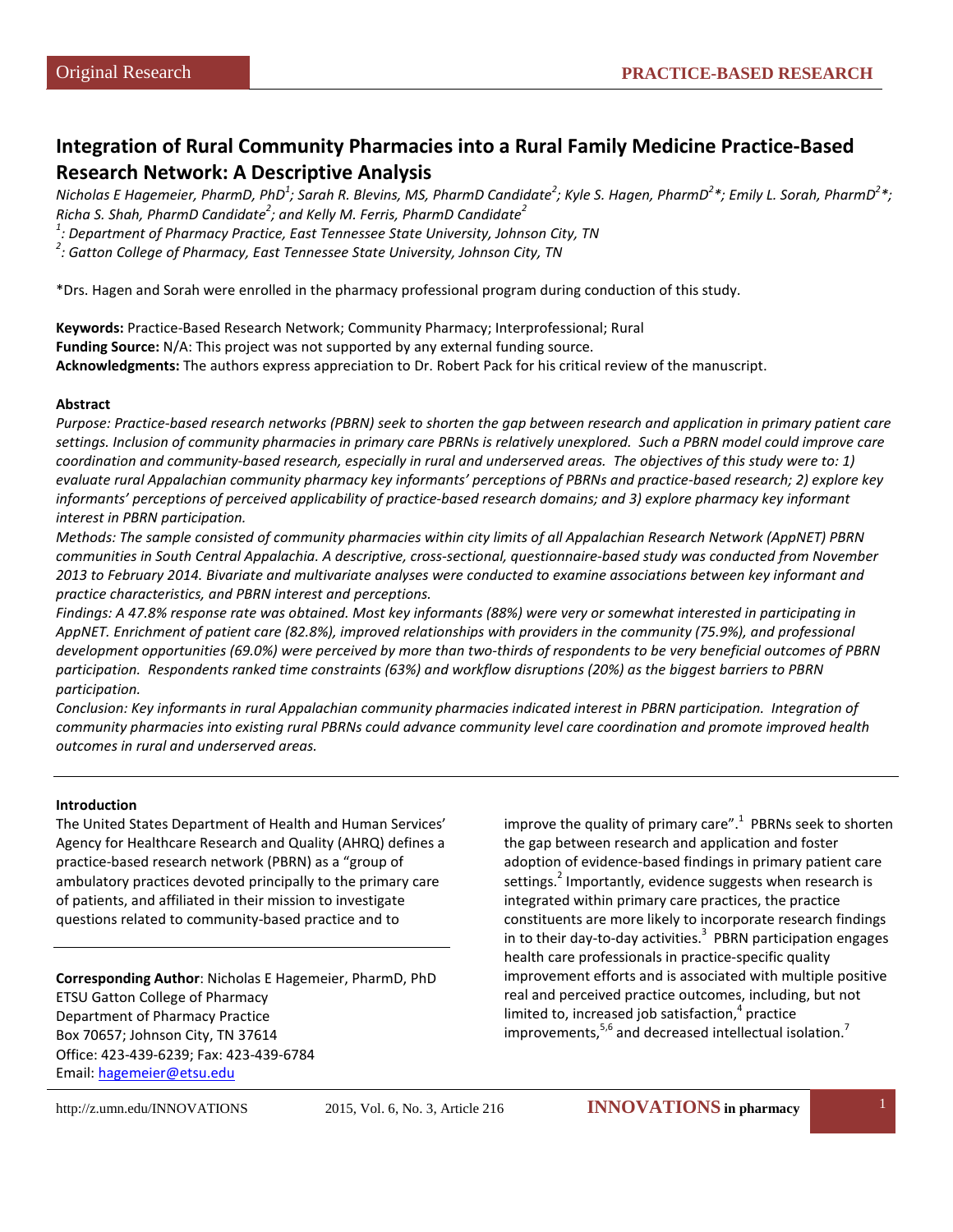# Integration of Rural Community Pharmacies into a Rural Family Medicine Practice-Based Research Network: A Descriptive Analysis

*Nicholas E Hagemeier, PharmD, PhD[1]; Sarah R. Blevins, MS, PharmD Candidate[2]; Kyle S. Hagen, PharmD[2]\*; Emily L. Sorah, PharmD[2]\*; Richa S. Shah, PharmD Candidate[2]; and Kelly M. Ferris, PharmD Candidate[2]*

*[1]: Department of Pharmacy Practice, East Tennessee State University, Johnson City, TN*

*[2]: Gatton College of Pharmacy, East Tennessee State University, Johnson City, TN*

\*Drs. Hagen and Sorah were enrolled in the pharmacy professional program during conduction of this study.

**Keywords:** Practice-Based Research Network; Community Pharmacy; Interprofessional; Rural

**Funding Source:** N/A: This project was not supported by any external funding source.

**Acknowledgments:** The authors express appreciation to Dr. Robert Pack for his critical review of the manuscript.

## Abstract

*Purpose: Practice-based research networks (PBRN) seek to shorten the gap between research and application in primary patient care settings. Inclusion of community pharmacies in primary care PBRNs is relatively unexplored. Such a PBRN model could improve care coordination and community-based research, especially in rural and underserved areas. The objectives of this study were to: 1) evaluate rural Appalachian community pharmacy key informants' perceptions of PBRNs and practice-based research; 2) explore key informants' perceptions of perceived applicability of practice-based research domains; and 3) explore pharmacy key informant interest in PBRN participation.*

*Methods: The sample consisted of community pharmacies within city limits of all Appalachian Research Network (AppNET) PBRN communities in South Central Appalachia. A descriptive, cross-sectional, questionnaire-based study was conducted from November 2013 to February 2014. Bivariate and multivariate analyses were conducted to examine associations between key informant and practice characteristics, and PBRN interest and perceptions.*

*Findings: A 47.8% response rate was obtained. Most key informants (88%) were very or somewhat interested in participating in AppNET. Enrichment of patient care (82.8%), improved relationships with providers in the community (75.9%), and professional development opportunities (69.0%) were perceived by more than two-thirds of respondents to be very beneficial outcomes of PBRN participation. Respondents ranked time constraints (63%) and workflow disruptions (20%) as the biggest barriers to PBRN participation.*

*Conclusion: Key informants in rural Appalachian community pharmacies indicated interest in PBRN participation. Integration of community pharmacies into existing rural PBRNs could advance community level care coordination and promote improved health outcomes in rural and underserved areas.*

## Introduction

The United States Department of Health and Human Services' Agency for Healthcare Research and Quality (AHRQ) defines a practice-based research network (PBRN) as a "group of ambulatory practices devoted principally to the primary care of patients, and affiliated in their mission to investigate questions related to community-based practice and to improve the quality of primary care".[1] PBRNs seek to shorten the gap between research and application and foster adoption of evidence-based findings in primary patient care settings.[2] Importantly, evidence suggests when research is integrated within primary care practices, the practice constituents are more likely to incorporate research findings in to their day-to-day activities.[3] PBRN participation engages health care professionals in practice-specific quality improvement efforts and is associated with multiple positive real and perceived practice outcomes, including, but not limited to, increased job satisfaction,[4] practice improvements,[5,6] and decreased intellectual isolation.[7]

**Corresponding Author**: Nicholas E Hagemeier, PharmD, PhD
ETSU Gatton College of Pharmacy
Department of Pharmacy Practice
Box 70657; Johnson City, TN 37614
Office: 423-439-6239; Fax: 423-439-6784
Email: hagemeier@etsu.edu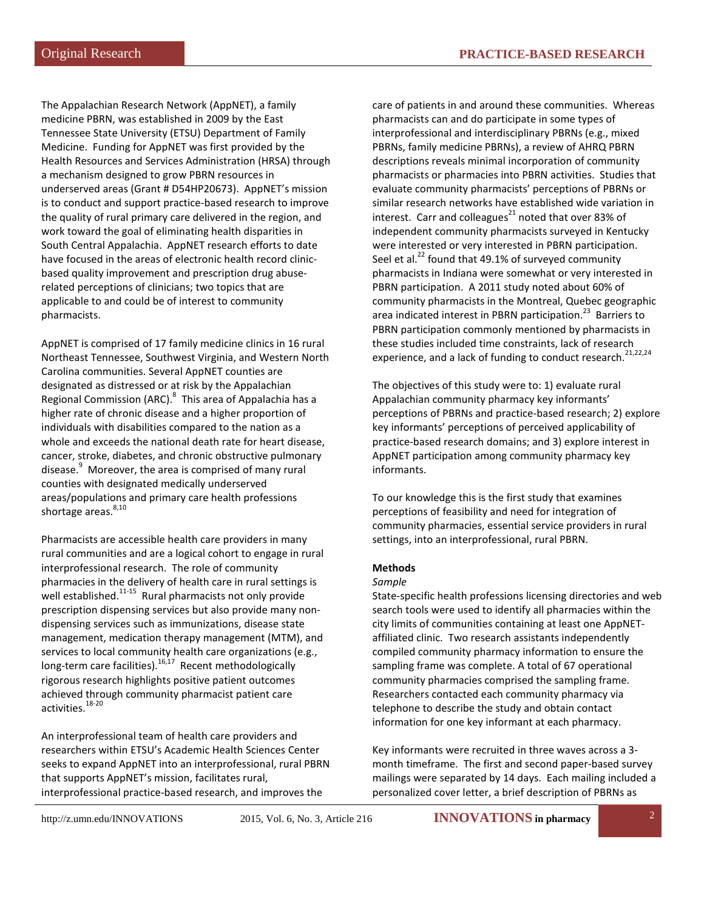The Appalachian Research Network (AppNET), a family medicine PBRN, was established in 2009 by the East Tennessee State University (ETSU) Department of Family Medicine. Funding for AppNET was first provided by the Health Resources and Services Administration (HRSA) through a mechanism designed to grow PBRN resources in underserved areas (Grant # D54HP20673). AppNET's mission is to conduct and support practice-based research to improve the quality of rural primary care delivered in the region, and work toward the goal of eliminating health disparities in South Central Appalachia. AppNET research efforts to date have focused in the areas of electronic health record clinic-based quality improvement and prescription drug abuse-related perceptions of clinicians; two topics that are applicable to and could be of interest to community pharmacists.

AppNET is comprised of 17 family medicine clinics in 16 rural Northeast Tennessee, Southwest Virginia, and Western North Carolina communities. Several AppNET counties are designated as distressed or at risk by the Appalachian Regional Commission (ARC).[8] This area of Appalachia has a higher rate of chronic disease and a higher proportion of individuals with disabilities compared to the nation as a whole and exceeds the national death rate for heart disease, cancer, stroke, diabetes, and chronic obstructive pulmonary disease.[9] Moreover, the area is comprised of many rural counties with designated medically underserved areas/populations and primary care health professions shortage areas.[8,10]

Pharmacists are accessible health care providers in many rural communities and are a logical cohort to engage in rural interprofessional research. The role of community pharmacies in the delivery of health care in rural settings is well established.[11-15] Rural pharmacists not only provide prescription dispensing services but also provide many non-dispensing services such as immunizations, disease state management, medication therapy management (MTM), and services to local community health care organizations (e.g., long-term care facilities).[16,17] Recent methodologically rigorous research highlights positive patient outcomes achieved through community pharmacist patient care activities.[18-20]

An interprofessional team of health care providers and researchers within ETSU's Academic Health Sciences Center seeks to expand AppNET into an interprofessional, rural PBRN that supports AppNET's mission, facilitates rural, interprofessional practice-based research, and improves the care of patients in and around these communities. Whereas pharmacists can and do participate in some types of interprofessional and interdisciplinary PBRNs (e.g., mixed PBRNs, family medicine PBRNs), a review of AHRQ PBRN descriptions reveals minimal incorporation of community pharmacists or pharmacies into PBRN activities. Studies that evaluate community pharmacists' perceptions of PBRNs or similar research networks have established wide variation in interest. Carr and colleagues[21] noted that over 83% of independent community pharmacists surveyed in Kentucky were interested or very interested in PBRN participation. Seel et al.[22] found that 49.1% of surveyed community pharmacists in Indiana were somewhat or very interested in PBRN participation. A 2011 study noted about 60% of community pharmacists in the Montreal, Quebec geographic area indicated interest in PBRN participation.[23] Barriers to PBRN participation commonly mentioned by pharmacists in these studies included time constraints, lack of research experience, and a lack of funding to conduct research.[21,22,24]

The objectives of this study were to: 1) evaluate rural Appalachian community pharmacy key informants' perceptions of PBRNs and practice-based research; 2) explore key informants' perceptions of perceived applicability of practice-based research domains; and 3) explore interest in AppNET participation among community pharmacy key informants.

To our knowledge this is the first study that examines perceptions of feasibility and need for integration of community pharmacies, essential service providers in rural settings, into an interprofessional, rural PBRN.

**Methods**

*Sample*

State-specific health professions licensing directories and web search tools were used to identify all pharmacies within the city limits of communities containing at least one AppNET-affiliated clinic. Two research assistants independently compiled community pharmacy information to ensure the sampling frame was complete. A total of 67 operational community pharmacies comprised the sampling frame. Researchers contacted each community pharmacy via telephone to describe the study and obtain contact information for one key informant at each pharmacy.

Key informants were recruited in three waves across a 3-month timeframe. The first and second paper-based survey mailings were separated by 14 days. Each mailing included a personalized cover letter, a brief description of PBRNs as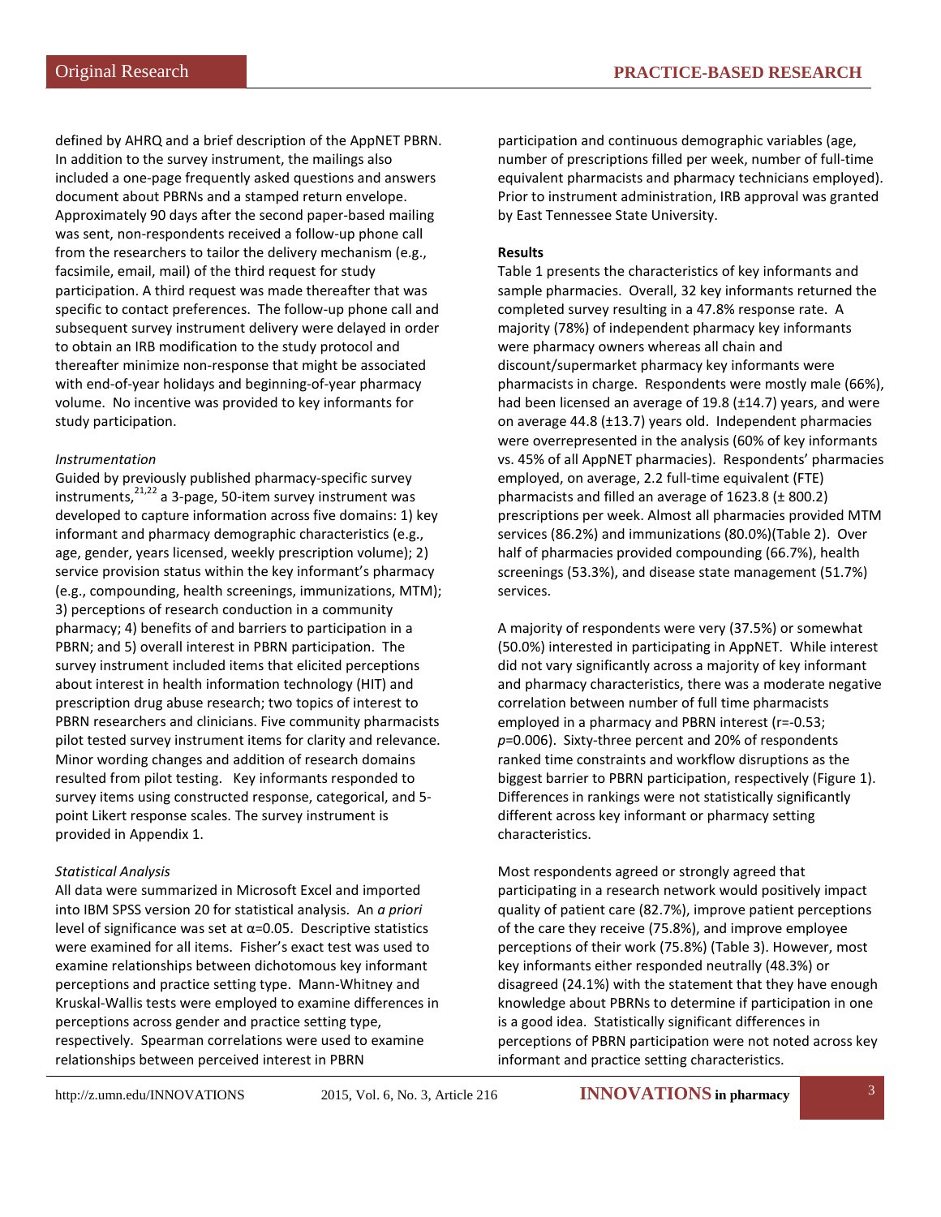defined by AHRQ and a brief description of the AppNET PBRN. In addition to the survey instrument, the mailings also included a one-page frequently asked questions and answers document about PBRNs and a stamped return envelope. Approximately 90 days after the second paper-based mailing was sent, non-respondents received a follow-up phone call from the researchers to tailor the delivery mechanism (e.g., facsimile, email, mail) of the third request for study participation. A third request was made thereafter that was specific to contact preferences. The follow-up phone call and subsequent survey instrument delivery were delayed in order to obtain an IRB modification to the study protocol and thereafter minimize non-response that might be associated with end-of-year holidays and beginning-of-year pharmacy volume. No incentive was provided to key informants for study participation.

*Instrumentation*

Guided by previously published pharmacy-specific survey instruments,[21,22] a 3-page, 50-item survey instrument was developed to capture information across five domains: 1) key informant and pharmacy demographic characteristics (e.g., age, gender, years licensed, weekly prescription volume); 2) service provision status within the key informant's pharmacy (e.g., compounding, health screenings, immunizations, MTM); 3) perceptions of research conduction in a community pharmacy; 4) benefits of and barriers to participation in a PBRN; and 5) overall interest in PBRN participation. The survey instrument included items that elicited perceptions about interest in health information technology (HIT) and prescription drug abuse research; two topics of interest to PBRN researchers and clinicians. Five community pharmacists pilot tested survey instrument items for clarity and relevance. Minor wording changes and addition of research domains resulted from pilot testing. Key informants responded to survey items using constructed response, categorical, and 5-point Likert response scales. The survey instrument is provided in Appendix 1.

*Statistical Analysis*

All data were summarized in Microsoft Excel and imported into IBM SPSS version 20 for statistical analysis. An *a priori* level of significance was set at $\alpha$=0.05. Descriptive statistics were examined for all items. Fisher's exact test was used to examine relationships between dichotomous key informant perceptions and practice setting type. Mann-Whitney and Kruskal-Wallis tests were employed to examine differences in perceptions across gender and practice setting type, respectively. Spearman correlations were used to examine relationships between perceived interest in PBRN participation and continuous demographic variables (age, number of prescriptions filled per week, number of full-time equivalent pharmacists and pharmacy technicians employed). Prior to instrument administration, IRB approval was granted by East Tennessee State University.

**Results**

Table 1 presents the characteristics of key informants and sample pharmacies. Overall, 32 key informants returned the completed survey resulting in a 47.8% response rate. A majority (78%) of independent pharmacy key informants were pharmacy owners whereas all chain and discount/supermarket pharmacy key informants were pharmacists in charge. Respondents were mostly male (66%), had been licensed an average of 19.8 (±14.7) years, and were on average 44.8 (±13.7) years old. Independent pharmacies were overrepresented in the analysis (60% of key informants vs. 45% of all AppNET pharmacies). Respondents' pharmacies employed, on average, 2.2 full-time equivalent (FTE) pharmacists and filled an average of 1623.8 (± 800.2) prescriptions per week. Almost all pharmacies provided MTM services (86.2%) and immunizations (80.0%)(Table 2). Over half of pharmacies provided compounding (66.7%), health screenings (53.3%), and disease state management (51.7%) services.

A majority of respondents were very (37.5%) or somewhat (50.0%) interested in participating in AppNET. While interest did not vary significantly across a majority of key informant and pharmacy characteristics, there was a moderate negative correlation between number of full time pharmacists employed in a pharmacy and PBRN interest ($r=-0.53$; $p=0.006$). Sixty-three percent and 20% of respondents ranked time constraints and workflow disruptions as the biggest barrier to PBRN participation, respectively (Figure 1). Differences in rankings were not statistically significantly different across key informant or pharmacy setting characteristics.

Most respondents agreed or strongly agreed that participating in a research network would positively impact quality of patient care (82.7%), improve patient perceptions of the care they receive (75.8%), and improve employee perceptions of their work (75.8%) (Table 3). However, most key informants either responded neutrally (48.3%) or disagreed (24.1%) with the statement that they have enough knowledge about PBRNs to determine if participation in one is a good idea. Statistically significant differences in perceptions of PBRN participation were not noted across key informant and practice setting characteristics.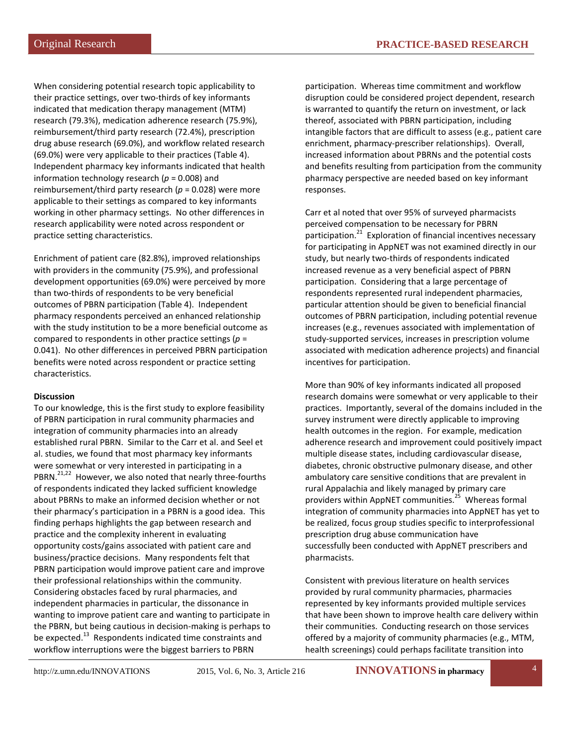When considering potential research topic applicability to their practice settings, over two-thirds of key informants indicated that medication therapy management (MTM) research (79.3%), medication adherence research (75.9%), reimbursement/third party research (72.4%), prescription drug abuse research (69.0%), and workflow related research (69.0%) were very applicable to their practices (Table 4). Independent pharmacy key informants indicated that health information technology research ($p$ = 0.008) and reimbursement/third party research ($p$ = 0.028) were more applicable to their settings as compared to key informants working in other pharmacy settings. No other differences in research applicability were noted across respondent or practice setting characteristics.

Enrichment of patient care (82.8%), improved relationships with providers in the community (75.9%), and professional development opportunities (69.0%) were perceived by more than two-thirds of respondents to be very beneficial outcomes of PBRN participation (Table 4). Independent pharmacy respondents perceived an enhanced relationship with the study institution to be a more beneficial outcome as compared to respondents in other practice settings ($p$ = 0.041). No other differences in perceived PBRN participation benefits were noted across respondent or practice setting characteristics.

**Discussion**

To our knowledge, this is the first study to explore feasibility of PBRN participation in rural community pharmacies and integration of community pharmacies into an already established rural PBRN. Similar to the Carr et al. and Seel et al. studies, we found that most pharmacy key informants were somewhat or very interested in participating in a PBRN.[21,22] However, we also noted that nearly three-fourths of respondents indicated they lacked sufficient knowledge about PBRNs to make an informed decision whether or not their pharmacy's participation in a PBRN is a good idea. This finding perhaps highlights the gap between research and practice and the complexity inherent in evaluating opportunity costs/gains associated with patient care and business/practice decisions. Many respondents felt that PBRN participation would improve patient care and improve their professional relationships within the community. Considering obstacles faced by rural pharmacies, and independent pharmacies in particular, the dissonance in wanting to improve patient care and wanting to participate in the PBRN, but being cautious in decision-making is perhaps to be expected.[13] Respondents indicated time constraints and workflow interruptions were the biggest barriers to PBRN participation. Whereas time commitment and workflow disruption could be considered project dependent, research is warranted to quantify the return on investment, or lack thereof, associated with PBRN participation, including intangible factors that are difficult to assess (e.g., patient care enrichment, pharmacy-prescriber relationships). Overall, increased information about PBRNs and the potential costs and benefits resulting from participation from the community pharmacy perspective are needed based on key informant responses.

Carr et al noted that over 95% of surveyed pharmacists perceived compensation to be necessary for PBRN participation.[21] Exploration of financial incentives necessary for participating in AppNET was not examined directly in our study, but nearly two-thirds of respondents indicated increased revenue as a very beneficial aspect of PBRN participation. Considering that a large percentage of respondents represented rural independent pharmacies, particular attention should be given to beneficial financial outcomes of PBRN participation, including potential revenue increases (e.g., revenues associated with implementation of study-supported services, increases in prescription volume associated with medication adherence projects) and financial incentives for participation.

More than 90% of key informants indicated all proposed research domains were somewhat or very applicable to their practices. Importantly, several of the domains included in the survey instrument were directly applicable to improving health outcomes in the region. For example, medication adherence research and improvement could positively impact multiple disease states, including cardiovascular disease, diabetes, chronic obstructive pulmonary disease, and other ambulatory care sensitive conditions that are prevalent in rural Appalachia and likely managed by primary care providers within AppNET communities.[25] Whereas formal integration of community pharmacies into AppNET has yet to be realized, focus group studies specific to interprofessional prescription drug abuse communication have successfully been conducted with AppNET prescribers and pharmacists.

Consistent with previous literature on health services provided by rural community pharmacies, pharmacies represented by key informants provided multiple services that have been shown to improve health care delivery within their communities. Conducting research on those services offered by a majority of community pharmacies (e.g., MTM, health screenings) could perhaps facilitate transition into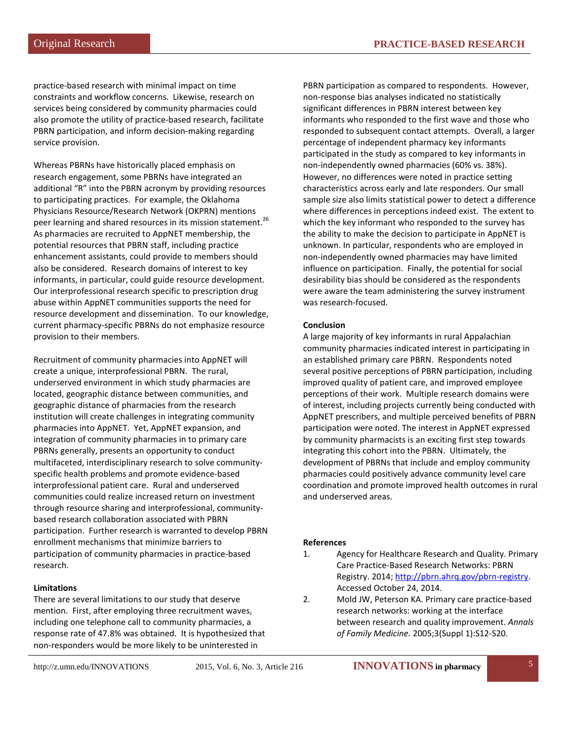practice-based research with minimal impact on time constraints and workflow concerns. Likewise, research on services being considered by community pharmacies could also promote the utility of practice-based research, facilitate PBRN participation, and inform decision-making regarding service provision.

Whereas PBRNs have historically placed emphasis on research engagement, some PBRNs have integrated an additional "R" into the PBRN acronym by providing resources to participating practices. For example, the Oklahoma Physicians Resource/Research Network (OKPRN) mentions peer learning and shared resources in its mission statement.[26] As pharmacies are recruited to AppNET membership, the potential resources that PBRN staff, including practice enhancement assistants, could provide to members should also be considered. Research domains of interest to key informants, in particular, could guide resource development. Our interprofessional research specific to prescription drug abuse within AppNET communities supports the need for resource development and dissemination. To our knowledge, current pharmacy-specific PBRNs do not emphasize resource provision to their members.

Recruitment of community pharmacies into AppNET will create a unique, interprofessional PBRN. The rural, underserved environment in which study pharmacies are located, geographic distance between communities, and geographic distance of pharmacies from the research institution will create challenges in integrating community pharmacies into AppNET. Yet, AppNET expansion, and integration of community pharmacies in to primary care PBRNs generally, presents an opportunity to conduct multifaceted, interdisciplinary research to solve community-specific health problems and promote evidence-based interprofessional patient care. Rural and underserved communities could realize increased return on investment through resource sharing and interprofessional, community-based research collaboration associated with PBRN participation. Further research is warranted to develop PBRN enrollment mechanisms that minimize barriers to participation of community pharmacies in practice-based research.

**Limitations**

There are several limitations to our study that deserve mention. First, after employing three recruitment waves, including one telephone call to community pharmacies, a response rate of 47.8% was obtained. It is hypothesized that non-responders would be more likely to be uninterested in PBRN participation as compared to respondents. However, non-response bias analyses indicated no statistically significant differences in PBRN interest between key informants who responded to the first wave and those who responded to subsequent contact attempts. Overall, a larger percentage of independent pharmacy key informants participated in the study as compared to key informants in non-independently owned pharmacies (60% vs. 38%). However, no differences were noted in practice setting characteristics across early and late responders. Our small sample size also limits statistical power to detect a difference where differences in perceptions indeed exist. The extent to which the key informant who responded to the survey has the ability to make the decision to participate in AppNET is unknown. In particular, respondents who are employed in non-independently owned pharmacies may have limited influence on participation. Finally, the potential for social desirability bias should be considered as the respondents were aware the team administering the survey instrument was research-focused.

**Conclusion**

A large majority of key informants in rural Appalachian community pharmacies indicated interest in participating in an established primary care PBRN. Respondents noted several positive perceptions of PBRN participation, including improved quality of patient care, and improved employee perceptions of their work. Multiple research domains were of interest, including projects currently being conducted with AppNET prescribers, and multiple perceived benefits of PBRN participation were noted. The interest in AppNET expressed by community pharmacists is an exciting first step towards integrating this cohort into the PBRN. Ultimately, the development of PBRNs that include and employ community pharmacies could positively advance community level care coordination and promote improved health outcomes in rural and underserved areas.

**References**

1. Agency for Healthcare Research and Quality. Primary Care Practice-Based Research Networks: PBRN Registry. 2014; http://pbrn.ahrq.gov/pbrn-registry. Accessed October 24, 2014.
2. Mold JW, Peterson KA. Primary care practice-based research networks: working at the interface between research and quality improvement. *Annals of Family Medicine.* 2005;3(Suppl 1):S12-S20.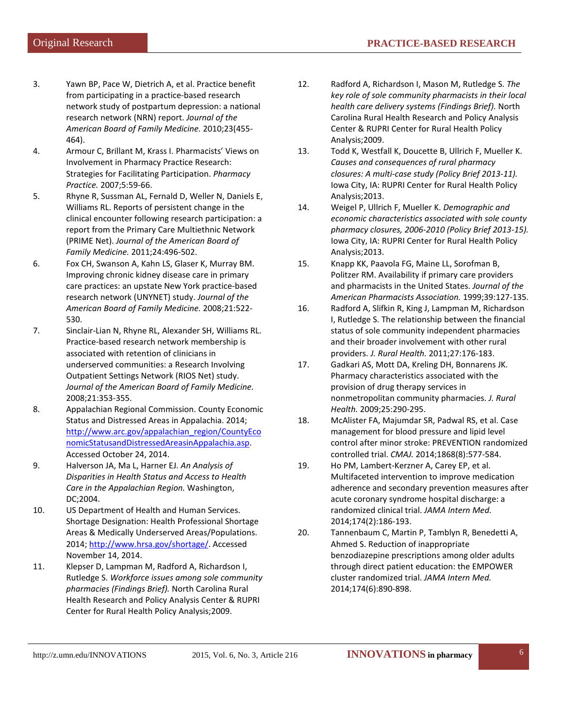3. Yawn BP, Pace W, Dietrich A, et al. Practice benefit from participating in a practice-based research network study of postpartum depression: a national research network (NRN) report. *Journal of the American Board of Family Medicine.* 2010;23(455-464).
4. Armour C, Brillant M, Krass I. Pharmacists' Views on Involvement in Pharmacy Practice Research: Strategies for Facilitating Participation. *Pharmacy Practice.* 2007;5:59-66.
5. Rhyne R, Sussman AL, Fernald D, Weller N, Daniels E, Williams RL. Reports of persistent change in the clinical encounter following research participation: a report from the Primary Care Multiethnic Network (PRIME Net). *Journal of the American Board of Family Medicine.* 2011;24:496-502.
6. Fox CH, Swanson A, Kahn LS, Glaser K, Murray BM. Improving chronic kidney disease care in primary care practices: an upstate New York practice-based research network (UNYNET) study. *Journal of the American Board of Family Medicine.* 2008;21:522-530.
7. Sinclair-Lian N, Rhyne RL, Alexander SH, Williams RL. Practice-based research network membership is associated with retention of clinicians in underserved communities: a Research Involving Outpatient Settings Network (RIOS Net) study. *Journal of the American Board of Family Medicine.* 2008;21:353-355.
8. Appalachian Regional Commission. County Economic Status and Distressed Areas in Appalachia. 2014; http://www.arc.gov/appalachian_region/CountyEconomicStatusandDistressedAreasinAppalachia.asp. Accessed October 24, 2014.
9. Halverson JA, Ma L, Harner EJ. *An Analysis of Disparities in Health Status and Access to Health Care in the Appalachian Region.* Washington, DC;2004.
10. US Department of Health and Human Services. Shortage Designation: Health Professional Shortage Areas & Medically Underserved Areas/Populations. 2014; http://www.hrsa.gov/shortage/. Accessed November 14, 2014.
11. Klepser D, Lampman M, Radford A, Richardson I, Rutledge S. *Workforce issues among sole community pharmacies (Findings Brief).* North Carolina Rural Health Research and Policy Analysis Center & RUPRI Center for Rural Health Policy Analysis;2009.
12. Radford A, Richardson I, Mason M, Rutledge S. *The key role of sole community pharmacists in their local health care delivery systems (Findings Brief).* North Carolina Rural Health Research and Policy Analysis Center & RUPRI Center for Rural Health Policy Analysis;2009.
13. Todd K, Westfall K, Doucette B, Ullrich F, Mueller K. *Causes and consequences of rural pharmacy closures: A multi-case study (Policy Brief 2013-11).* Iowa City, IA: RUPRI Center for Rural Health Policy Analysis;2013.
14. Weigel P, Ullrich F, Mueller K. *Demographic and economic characteristics associated with sole county pharmacy closures, 2006-2010 (Policy Brief 2013-15).* Iowa City, IA: RUPRI Center for Rural Health Policy Analysis;2013.
15. Knapp KK, Paavola FG, Maine LL, Sorofman B, Politzer RM. Availability if primary care providers and pharmacists in the United States. *Journal of the American Pharmacists Association.* 1999;39:127-135.
16. Radford A, Slifkin R, King J, Lampman M, Richardson I, Rutledge S. The relationship between the financial status of sole community independent pharmacies and their broader involvement with other rural providers. *J. Rural Health.* 2011;27:176-183.
17. Gadkari AS, Mott DA, Kreling DH, Bonnarens JK. Pharmacy characteristics associated with the provision of drug therapy services in nonmetropolitan community pharmacies. *J. Rural Health.* 2009;25:290-295.
18. McAlister FA, Majumdar SR, Padwal RS, et al. Case management for blood pressure and lipid level control after minor stroke: PREVENTION randomized controlled trial. *CMAJ.* 2014;1868(8):577-584.
19. Ho PM, Lambert-Kerzner A, Carey EP, et al. Multifaceted intervention to improve medication adherence and secondary prevention measures after acute coronary syndrome hospital discharge: a randomized clinical trial. *JAMA Intern Med.* 2014;174(2):186-193.
20. Tannenbaum C, Martin P, Tamblyn R, Benedetti A, Ahmed S. Reduction of inappropriate benzodiazepine prescriptions among older adults through direct patient education: the EMPOWER cluster randomized trial. *JAMA Intern Med.* 2014;174(6):890-898.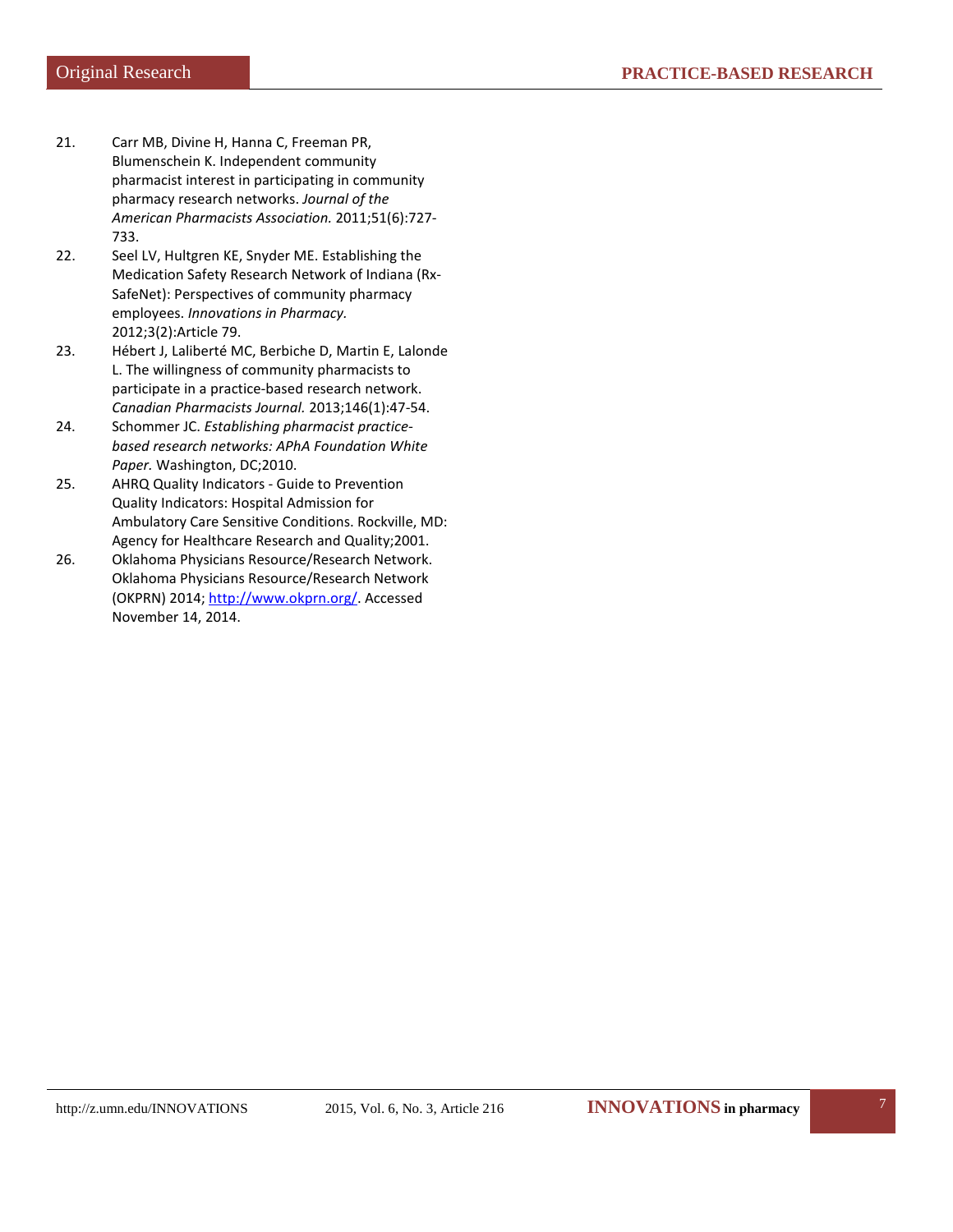21. Carr MB, Divine H, Hanna C, Freeman PR, Blumenschein K. Independent community pharmacist interest in participating in community pharmacy research networks. *Journal of the American Pharmacists Association.* 2011;51(6):727-733.
22. Seel LV, Hultgren KE, Snyder ME. Establishing the Medication Safety Research Network of Indiana (Rx-SafeNet): Perspectives of community pharmacy employees. *Innovations in Pharmacy.* 2012;3(2):Article 79.
23. Hébert J, Laliberté MC, Berbiche D, Martin E, Lalonde L. The willingness of community pharmacists to participate in a practice-based research network. *Canadian Pharmacists Journal.* 2013;146(1):47-54.
24. Schommer JC. *Establishing pharmacist practice-based research networks: APhA Foundation White Paper.* Washington, DC;2010.
25. AHRQ Quality Indicators - Guide to Prevention Quality Indicators: Hospital Admission for Ambulatory Care Sensitive Conditions. Rockville, MD: Agency for Healthcare Research and Quality;2001.
26. Oklahoma Physicians Resource/Research Network. Oklahoma Physicians Resource/Research Network (OKPRN) 2014; http://www.okprn.org/. Accessed November 14, 2014.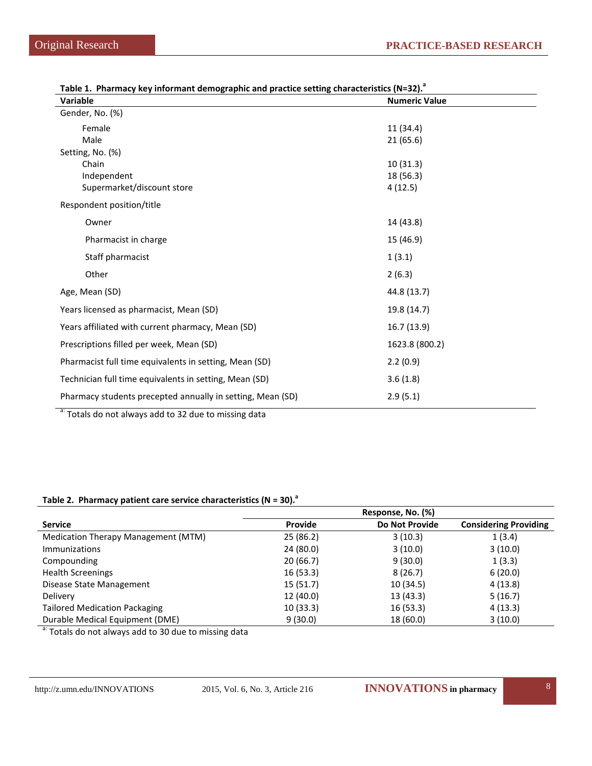**Table 1. Pharmacy key informant demographic and practice setting characteristics (N=32).[a]**

| Variable | Numeric Value |
|---|---|
| Gender, No. (%) | |
| Female | 11 (34.4) |
| Male | 21 (65.6) |
| Setting, No. (%) | |
| Chain | 10 (31.3) |
| Independent | 18 (56.3) |
| Supermarket/discount store | 4 (12.5) |
| Respondent position/title | |
| Owner | 14 (43.8) |
| Pharmacist in charge | 15 (46.9) |
| Staff pharmacist | 1 (3.1) |
| Other | 2 (6.3) |
| Age, Mean (SD) | 44.8 (13.7) |
| Years licensed as pharmacist, Mean (SD) | 19.8 (14.7) |
| Years affiliated with current pharmacy, Mean (SD) | 16.7 (13.9) |
| Prescriptions filled per week, Mean (SD) | 1623.8 (800.2) |
| Pharmacist full time equivalents in setting, Mean (SD) | 2.2 (0.9) |
| Technician full time equivalents in setting, Mean (SD) | 3.6 (1.8) |
| Pharmacy students precepted annually in setting, Mean (SD) | 2.9 (5.1) |

[a:] Totals do not always add to 32 due to missing data

**Table 2. Pharmacy patient care service characteristics (N = 30).[a]**

| | Response, No. (%) | | |
|---|---|---|---|
| Service | Provide | Do Not Provide | Considering Providing |
| Medication Therapy Management (MTM) | 25 (86.2) | 3 (10.3) | 1 (3.4) |
| Immunizations | 24 (80.0) | 3 (10.0) | 3 (10.0) |
| Compounding | 20 (66.7) | 9 (30.0) | 1 (3.3) |
| Health Screenings | 16 (53.3) | 8 (26.7) | 6 (20.0) |
| Disease State Management | 15 (51.7) | 10 (34.5) | 4 (13.8) |
| Delivery | 12 (40.0) | 13 (43.3) | 5 (16.7) |
| Tailored Medication Packaging | 10 (33.3) | 16 (53.3) | 4 (13.3) |
| Durable Medical Equipment (DME) | 9 (30.0) | 18 (60.0) | 3 (10.0) |

[a:] Totals do not always add to 30 due to missing data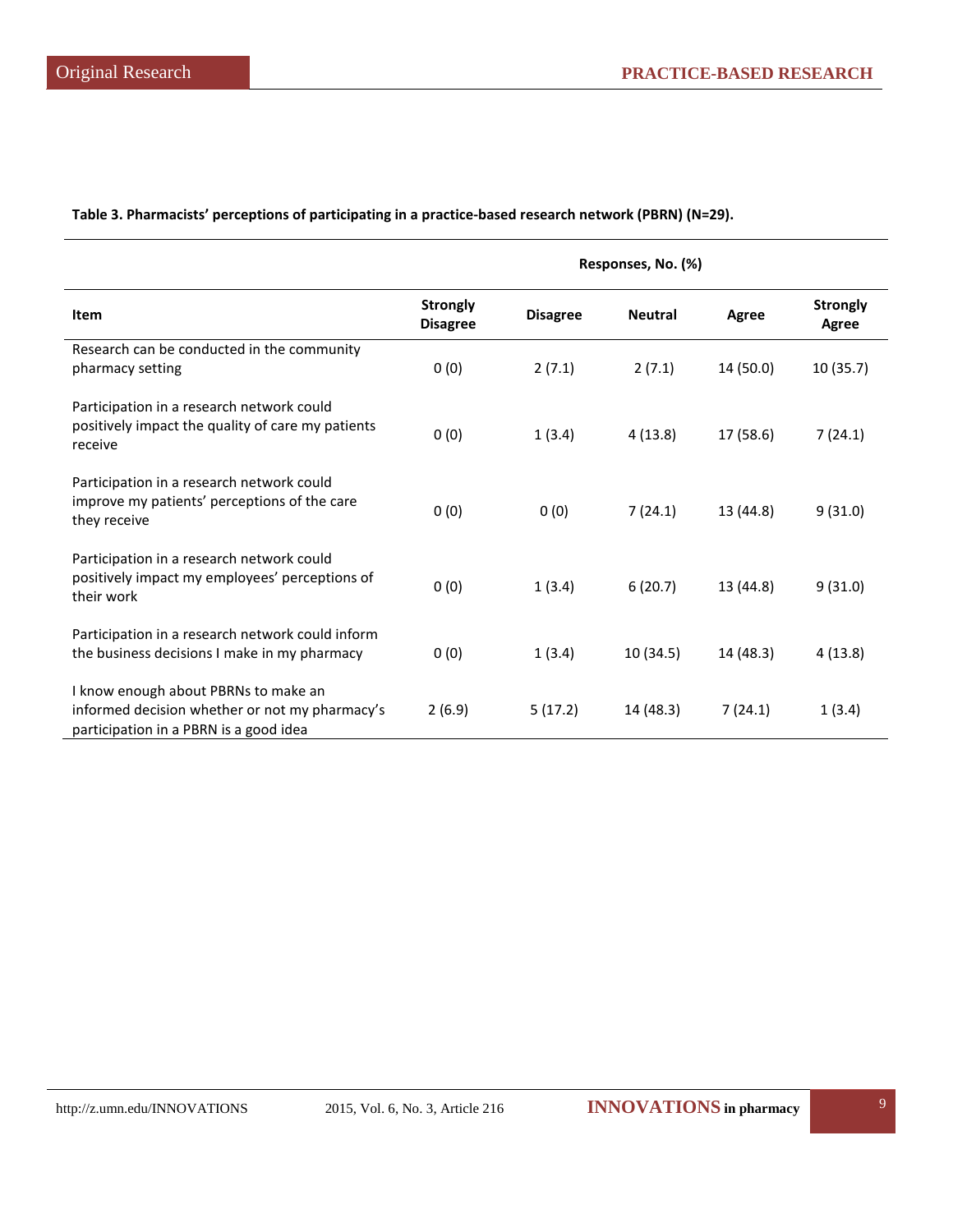**Table 3. Pharmacists' perceptions of participating in a practice-based research network (PBRN) (N=29).**

| | Responses, No. (%) | | | | |
|---|---|---|---|---|---|
| **Item** | **Strongly Disagree** | **Disagree** | **Neutral** | **Agree** | **Strongly Agree** |
| Research can be conducted in the community pharmacy setting | 0 (0) | 2 (7.1) | 2 (7.1) | 14 (50.0) | 10 (35.7) |
| Participation in a research network could positively impact the quality of care my patients receive | 0 (0) | 1 (3.4) | 4 (13.8) | 17 (58.6) | 7 (24.1) |
| Participation in a research network could improve my patients' perceptions of the care they receive | 0 (0) | 0 (0) | 7 (24.1) | 13 (44.8) | 9 (31.0) |
| Participation in a research network could positively impact my employees' perceptions of their work | 0 (0) | 1 (3.4) | 6 (20.7) | 13 (44.8) | 9 (31.0) |
| Participation in a research network could inform the business decisions I make in my pharmacy | 0 (0) | 1 (3.4) | 10 (34.5) | 14 (48.3) | 4 (13.8) |
| I know enough about PBRNs to make an informed decision whether or not my pharmacy's participation in a PBRN is a good idea | 2 (6.9) | 5 (17.2) | 14 (48.3) | 7 (24.1) | 1 (3.4) |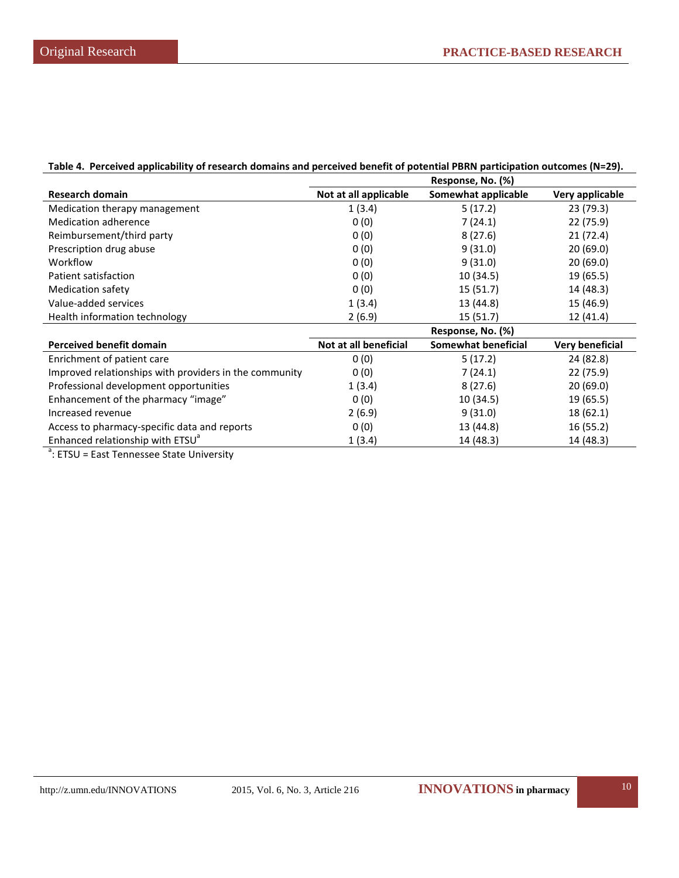**Table 4. Perceived applicability of research domains and perceived benefit of potential PBRN participation outcomes (N=29).**

| | Response, No. (%) | | |
|---|---|---|---|
| **Research domain** | **Not at all applicable** | **Somewhat applicable** | **Very applicable** |
| Medication therapy management | 1 (3.4) | 5 (17.2) | 23 (79.3) |
| Medication adherence | 0 (0) | 7 (24.1) | 22 (75.9) |
| Reimbursement/third party | 0 (0) | 8 (27.6) | 21 (72.4) |
| Prescription drug abuse | 0 (0) | 9 (31.0) | 20 (69.0) |
| Workflow | 0 (0) | 9 (31.0) | 20 (69.0) |
| Patient satisfaction | 0 (0) | 10 (34.5) | 19 (65.5) |
| Medication safety | 0 (0) | 15 (51.7) | 14 (48.3) |
| Value-added services | 1 (3.4) | 13 (44.8) | 15 (46.9) |
| Health information technology | 2 (6.9) | 15 (51.7) | 12 (41.4) |
| | **Response, No. (%)** | | |
| **Perceived benefit domain** | **Not at all beneficial** | **Somewhat beneficial** | **Very beneficial** |
| Enrichment of patient care | 0 (0) | 5 (17.2) | 24 (82.8) |
| Improved relationships with providers in the community | 0 (0) | 7 (24.1) | 22 (75.9) |
| Professional development opportunities | 1 (3.4) | 8 (27.6) | 20 (69.0) |
| Enhancement of the pharmacy "image" | 0 (0) | 10 (34.5) | 19 (65.5) |
| Increased revenue | 2 (6.9) | 9 (31.0) | 18 (62.1) |
| Access to pharmacy-specific data and reports | 0 (0) | 13 (44.8) | 16 (55.2) |
| Enhanced relationship with ETSU[a] | 1 (3.4) | 14 (48.3) | 14 (48.3) |

[a]: ETSU = East Tennessee State University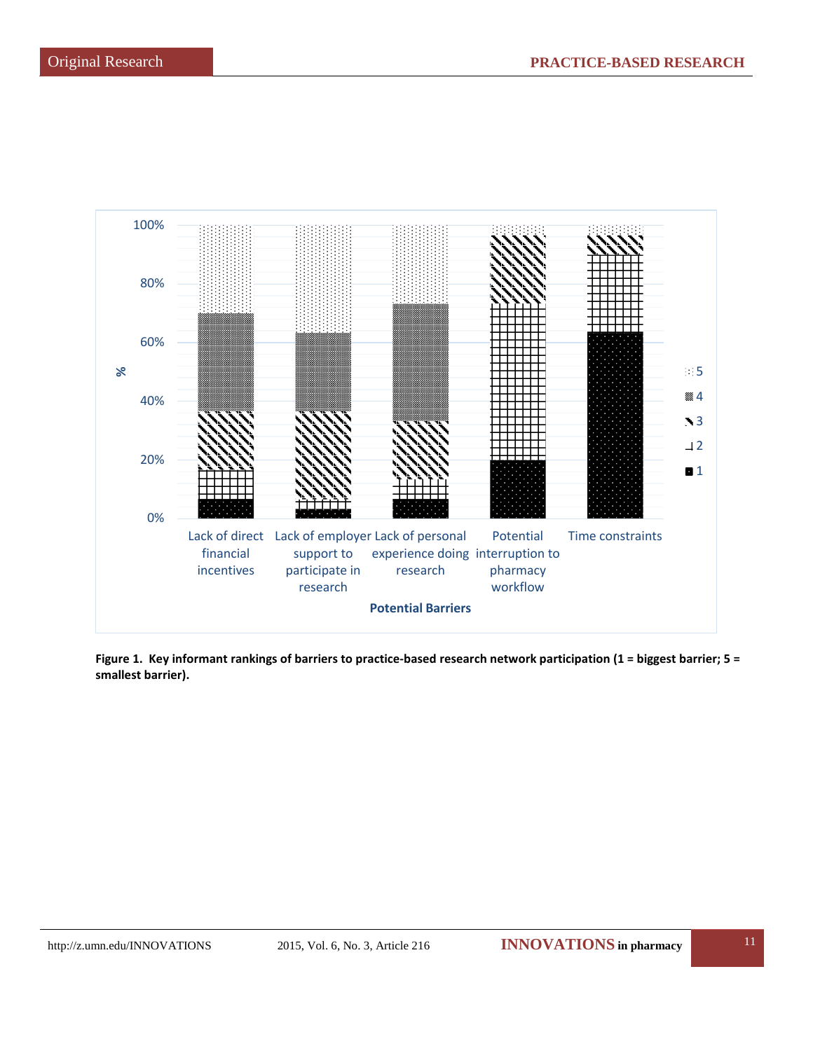**Figure 1. Key informant rankings of barriers to practice-based research network participation (1 = biggest barrier; 5 = smallest barrier).**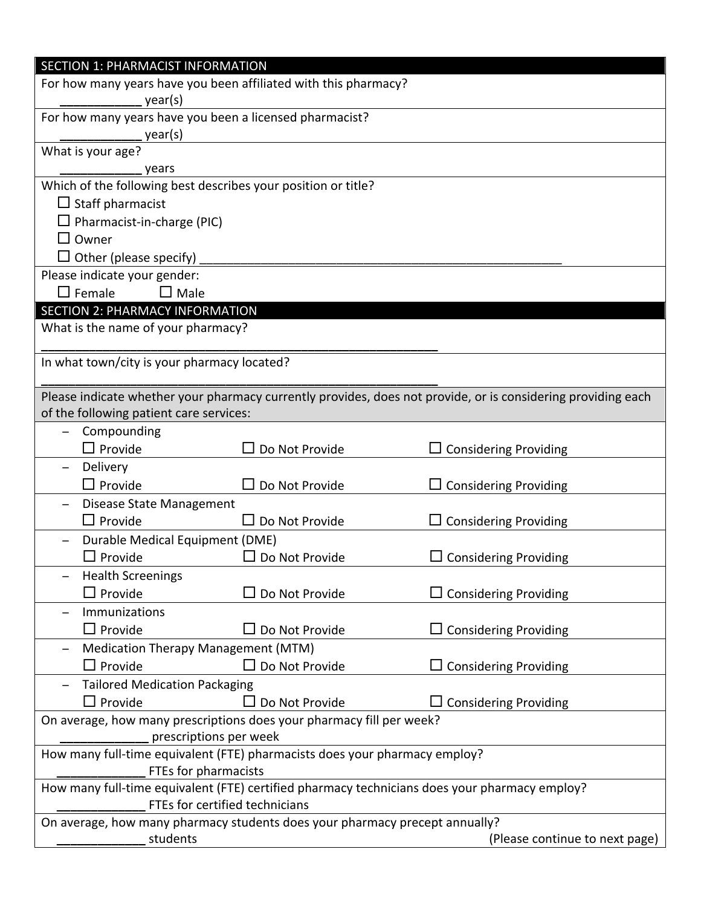## SECTION 1: PHARMACIST INFORMATION

For how many years have you been affiliated with this pharmacy?

___________ year(s)

For how many years have you been a licensed pharmacist?

___________ year(s)

What is your age?

___________ years

Which of the following best describes your position or title?

- ☐ Staff pharmacist
- ☐ Pharmacist-in-charge (PIC)
- ☐ Owner
- ☐ Other (please specify) ________________________________________________________

Please indicate your gender:

☐ Female ☐ Male

## SECTION 2: PHARMACY INFORMATION

What is the name of your pharmacy?

______________________________________________________________

In what town/city is your pharmacy located?

______________________________________________________________

Please indicate whether your pharmacy currently provides, does not provide, or is considering providing each of the following patient care services:

- Compounding
  ☐ Provide ☐ Do Not Provide ☐ Considering Providing
- Delivery
  ☐ Provide ☐ Do Not Provide ☐ Considering Providing
- Disease State Management
  ☐ Provide ☐ Do Not Provide ☐ Considering Providing
- Durable Medical Equipment (DME)
  ☐ Provide ☐ Do Not Provide ☐ Considering Providing
- Health Screenings
  ☐ Provide ☐ Do Not Provide ☐ Considering Providing
- Immunizations
  ☐ Provide ☐ Do Not Provide ☐ Considering Providing
- Medication Therapy Management (MTM)
  ☐ Provide ☐ Do Not Provide ☐ Considering Providing
- Tailored Medication Packaging
  ☐ Provide ☐ Do Not Provide ☐ Considering Providing

On average, how many prescriptions does your pharmacy fill per week?

_____________ prescriptions per week

How many full-time equivalent (FTE) pharmacists does your pharmacy employ?

_____________ FTEs for pharmacists

How many full-time equivalent (FTE) certified pharmacy technicians does your pharmacy employ?

_____________ FTEs for certified technicians

On average, how many pharmacy students does your pharmacy precept annually?

_____________ students

(Please continue to next page)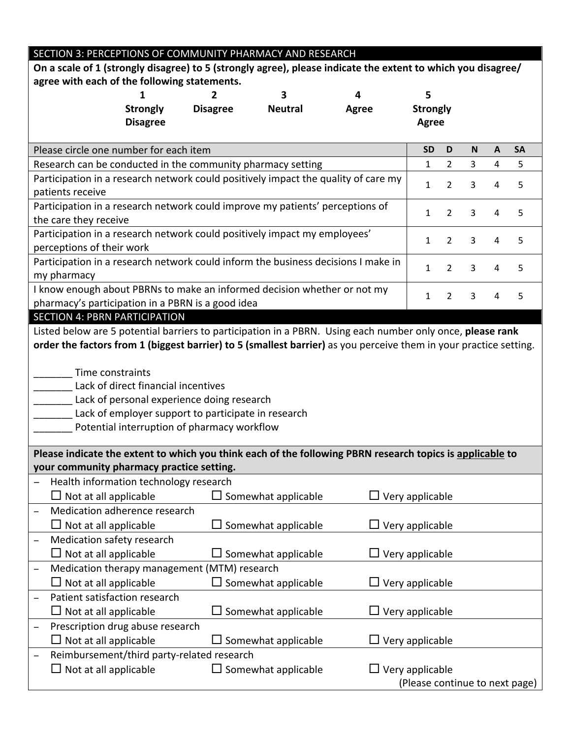## SECTION 3: PERCEPTIONS OF COMMUNITY PHARMACY AND RESEARCH

**On a scale of 1 (strongly disagree) to 5 (strongly agree), please indicate the extent to which you disagree/ agree with each of the following statements.**

| 1 | 2 | 3 | 4 | 5 |
|---|---|---|---|---|
| **Strongly Disagree** | **Disagree** | **Neutral** | **Agree** | **Strongly Agree** |

| Please circle one number for each item | SD | D | N | A | SA |
|---|---|---|---|---|---|
| Research can be conducted in the community pharmacy setting | 1 | 2 | 3 | 4 | 5 |
| Participation in a research network could positively impact the quality of care my patients receive | 1 | 2 | 3 | 4 | 5 |
| Participation in a research network could improve my patients' perceptions of the care they receive | 1 | 2 | 3 | 4 | 5 |
| Participation in a research network could positively impact my employees' perceptions of their work | 1 | 2 | 3 | 4 | 5 |
| Participation in a research network could inform the business decisions I make in my pharmacy | 1 | 2 | 3 | 4 | 5 |
| I know enough about PBRNs to make an informed decision whether or not my pharmacy's participation in a PBRN is a good idea | 1 | 2 | 3 | 4 | 5 |

## SECTION 4: PBRN PARTICIPATION

Listed below are 5 potential barriers to participation in a PBRN. Using each number only once, **please rank order the factors from 1 (biggest barrier) to 5 (smallest barrier)** as you perceive them in your practice setting.

_______ Time constraints
_______ Lack of direct financial incentives
_______ Lack of personal experience doing research
_______ Lack of employer support to participate in research
_______ Potential interruption of pharmacy workflow

**Please indicate the extent to which you think each of the following PBRN research topics is applicable to your community pharmacy practice setting.**

- Health information technology research
  ☐ Not at all applicable ☐ Somewhat applicable ☐ Very applicable
- Medication adherence research
  ☐ Not at all applicable ☐ Somewhat applicable ☐ Very applicable
- Medication safety research
  ☐ Not at all applicable ☐ Somewhat applicable ☐ Very applicable
- Medication therapy management (MTM) research
  ☐ Not at all applicable ☐ Somewhat applicable ☐ Very applicable
- Patient satisfaction research
  ☐ Not at all applicable ☐ Somewhat applicable ☐ Very applicable
- Prescription drug abuse research
  ☐ Not at all applicable ☐ Somewhat applicable ☐ Very applicable
- Reimbursement/third party-related research
  ☐ Not at all applicable ☐ Somewhat applicable ☐ Very applicable

(Please continue to next page)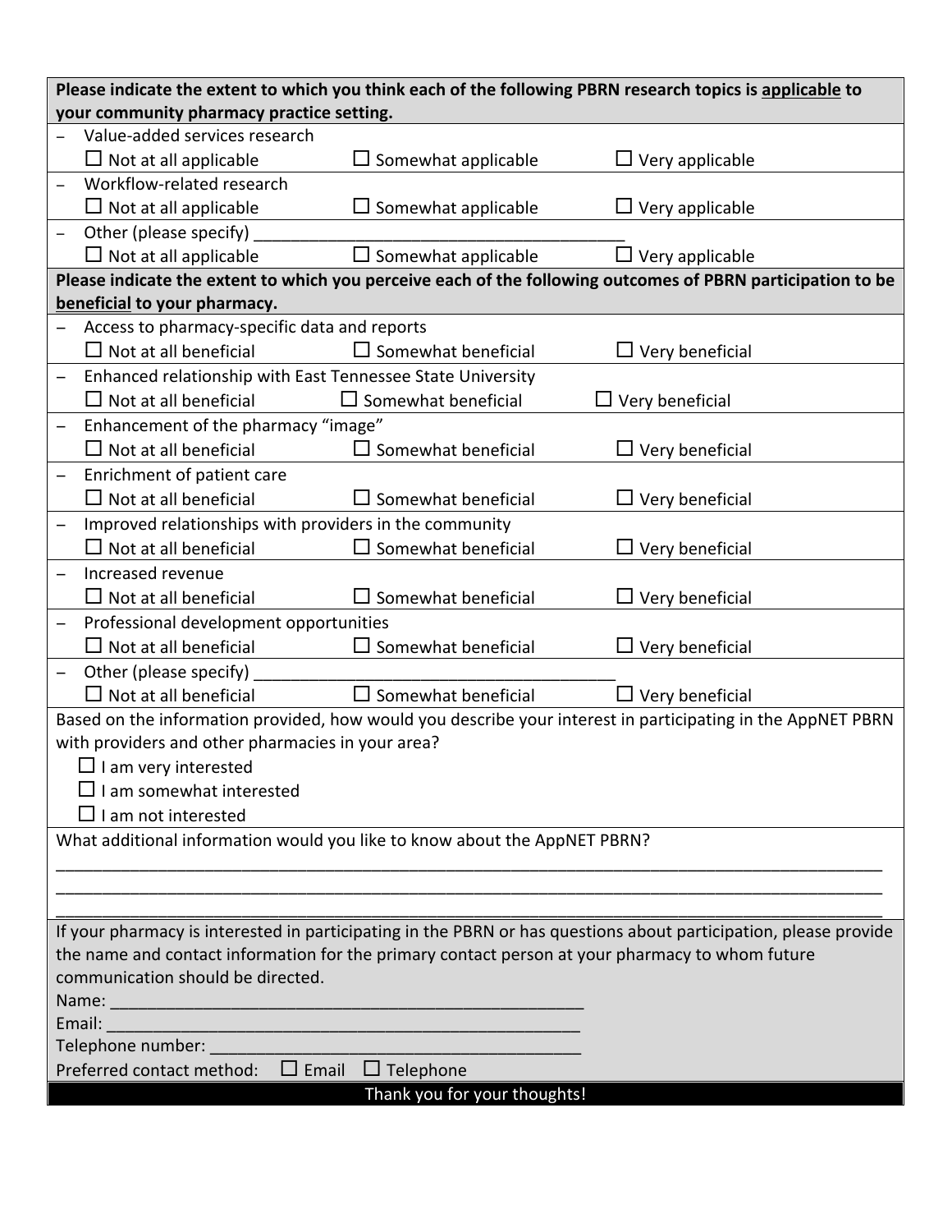**Please indicate the extent to which you think each of the following PBRN research topics is <u>applicable</u> to your community pharmacy practice setting.**

- Value-added services research
  ☐ Not at all applicable ☐ Somewhat applicable ☐ Very applicable
- Workflow-related research
  ☐ Not at all applicable ☐ Somewhat applicable ☐ Very applicable
- Other (please specify) ________________________________________
  ☐ Not at all applicable ☐ Somewhat applicable ☐ Very applicable

**Please indicate the extent to which you perceive each of the following outcomes of PBRN participation to be <u>beneficial</u> to your pharmacy.**

- Access to pharmacy-specific data and reports
  ☐ Not at all beneficial ☐ Somewhat beneficial ☐ Very beneficial
- Enhanced relationship with East Tennessee State University
  ☐ Not at all beneficial ☐ Somewhat beneficial ☐ Very beneficial
- Enhancement of the pharmacy "image"
  ☐ Not at all beneficial ☐ Somewhat beneficial ☐ Very beneficial
- Enrichment of patient care
  ☐ Not at all beneficial ☐ Somewhat beneficial ☐ Very beneficial
- Improved relationships with providers in the community
  ☐ Not at all beneficial ☐ Somewhat beneficial ☐ Very beneficial
- Increased revenue
  ☐ Not at all beneficial ☐ Somewhat beneficial ☐ Very beneficial
- Professional development opportunities
  ☐ Not at all beneficial ☐ Somewhat beneficial ☐ Very beneficial
- Other (please specify) ________________________________________
  ☐ Not at all beneficial ☐ Somewhat beneficial ☐ Very beneficial

Based on the information provided, how would you describe your interest in participating in the AppNET PBRN with providers and other pharmacies in your area?

☐ I am very interested
☐ I am somewhat interested
☐ I am not interested

What additional information would you like to know about the AppNET PBRN?

____________________________________________________________________________________________

____________________________________________________________________________________________

____________________________________________________________________________________________

If your pharmacy is interested in participating in the PBRN or has questions about participation, please provide the name and contact information for the primary contact person at your pharmacy to whom future communication should be directed.

Name: ____________________________________________________

Email: ____________________________________________________

Telephone number: ________________________________________

Preferred contact method: ☐ Email ☐ Telephone

Thank you for your thoughts!